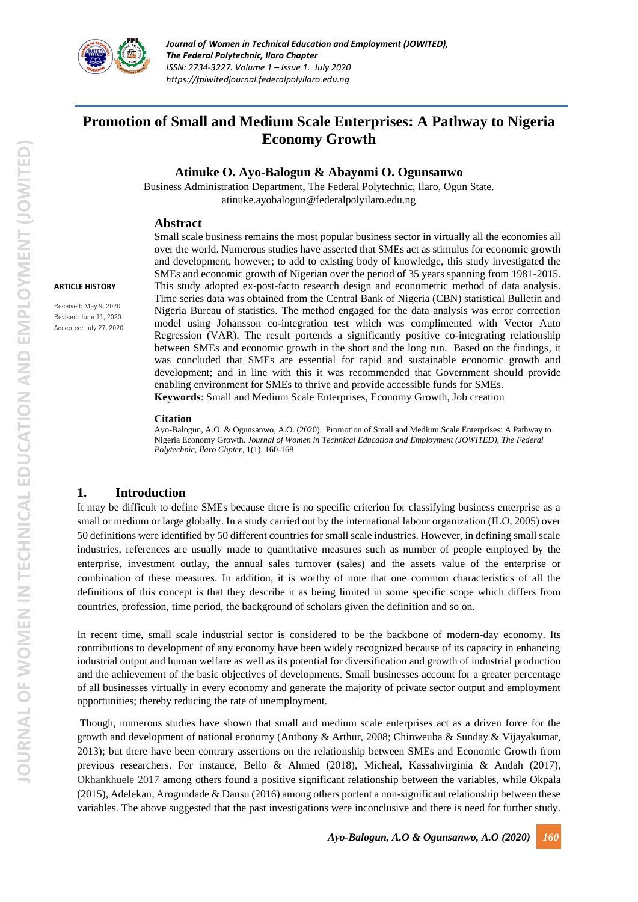# Promotion of Small and Medium Scale Enterprises: A Pathway to Nigeria Economy Growth

**Atinuke O. Ayo-Balogun & Abayomi O. Ogunsanwo**

Business Administration Department, The Federal Polytechnic, Ilaro, Ogun State.
atinuke.ayobalogun@federalpolyilaro.edu.ng

**ARTICLE HISTORY**

Received: May 9, 2020
Revised: June 11, 2020
Accepted: July 27, 2020

## Abstract

Small scale business remains the most popular business sector in virtually all the economies all over the world. Numerous studies have asserted that SMEs act as stimulus for economic growth and development, however; to add to existing body of knowledge, this study investigated the SMEs and economic growth of Nigerian over the period of 35 years spanning from 1981-2015. This study adopted ex-post-facto research design and econometric method of data analysis. Time series data was obtained from the Central Bank of Nigeria (CBN) statistical Bulletin and Nigeria Bureau of statistics. The method engaged for the data analysis was error correction model using Johansson co-integration test which was complimented with Vector Auto Regression (VAR). The result portends a significantly positive co-integrating relationship between SMEs and economic growth in the short and the long run. Based on the findings, it was concluded that SMEs are essential for rapid and sustainable economic growth and development; and in line with this it was recommended that Government should provide enabling environment for SMEs to thrive and provide accessible funds for SMEs.

**Keywords**: Small and Medium Scale Enterprises, Economy Growth, Job creation

### Citation

Ayo-Balogun, A.O. & Ogunsanwo, A.O. (2020). Promotion of Small and Medium Scale Enterprises: A Pathway to Nigeria Economy Growth. *Journal of Women in Technical Education and Employment (JOWITED), The Federal Polytechnic, Ilaro Chpter*, 1(1), 160-168

## 1. Introduction

It may be difficult to define SMEs because there is no specific criterion for classifying business enterprise as a small or medium or large globally. In a study carried out by the international labour organization (ILO, 2005) over 50 definitions were identified by 50 different countries for small scale industries. However, in defining small scale industries, references are usually made to quantitative measures such as number of people employed by the enterprise, investment outlay, the annual sales turnover (sales) and the assets value of the enterprise or combination of these measures. In addition, it is worthy of note that one common characteristics of all the definitions of this concept is that they describe it as being limited in some specific scope which differs from countries, profession, time period, the background of scholars given the definition and so on.

In recent time, small scale industrial sector is considered to be the backbone of modern-day economy. Its contributions to development of any economy have been widely recognized because of its capacity in enhancing industrial output and human welfare as well as its potential for diversification and growth of industrial production and the achievement of the basic objectives of developments. Small businesses account for a greater percentage of all businesses virtually in every economy and generate the majority of private sector output and employment opportunities; thereby reducing the rate of unemployment.

Though, numerous studies have shown that small and medium scale enterprises act as a driven force for the growth and development of national economy (Anthony & Arthur, 2008; Chinweuba & Sunday & Vijayakumar, 2013); but there have been contrary assertions on the relationship between SMEs and Economic Growth from previous researchers. For instance, Bello & Ahmed (2018), Micheal, Kassahvirginia & Andah (2017), Okhankhuele 2017 among others found a positive significant relationship between the variables, while Okpala (2015), Adelekan, Arogundade & Dansu (2016) among others portent a non-significant relationship between these variables. The above suggested that the past investigations were inconclusive and there is need for further study.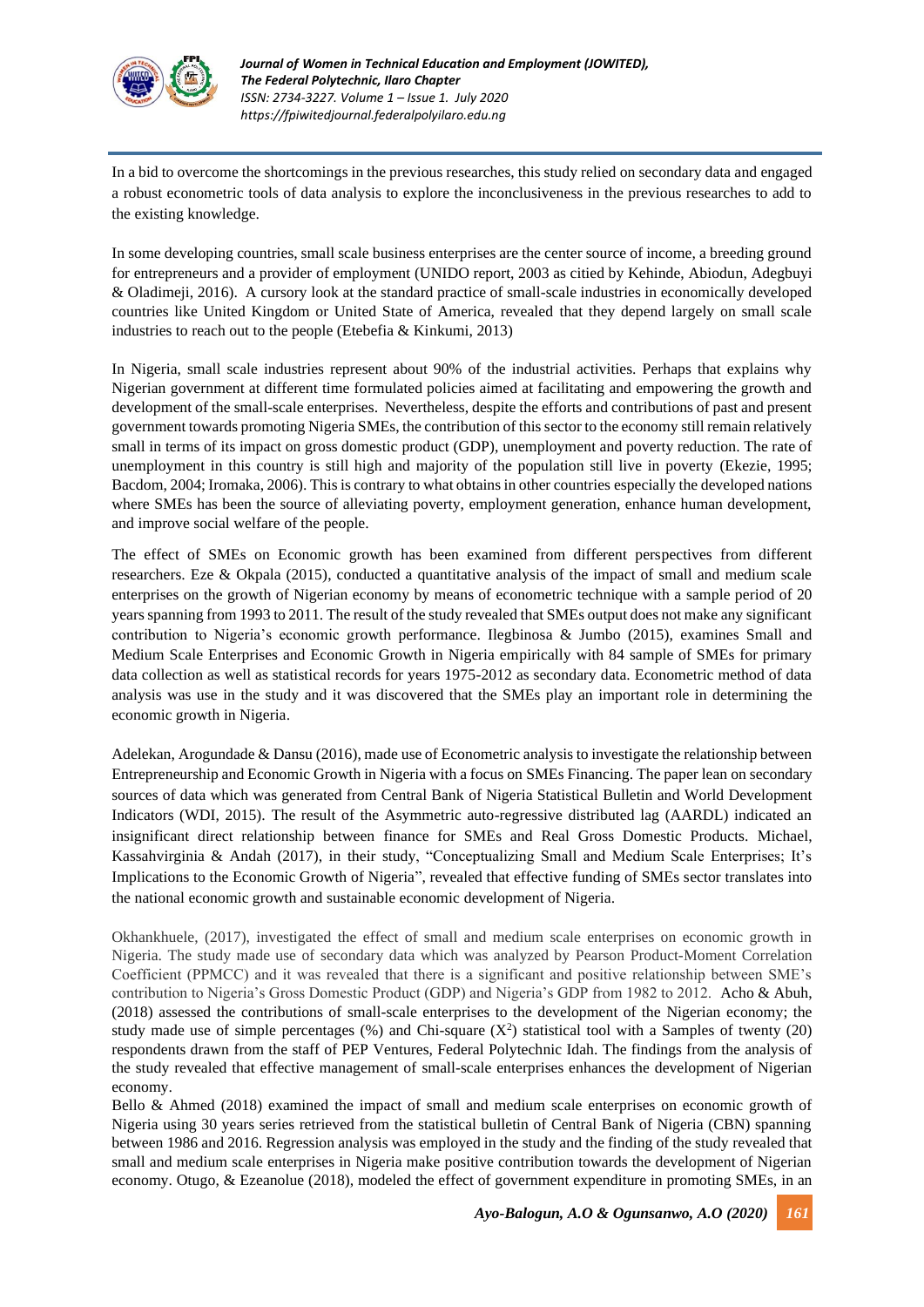In a bid to overcome the shortcomings in the previous researches, this study relied on secondary data and engaged a robust econometric tools of data analysis to explore the inconclusiveness in the previous researches to add to the existing knowledge.

In some developing countries, small scale business enterprises are the center source of income, a breeding ground for entrepreneurs and a provider of employment (UNIDO report, 2003 as citied by Kehinde, Abiodun, Adegbuyi & Oladimeji, 2016). A cursory look at the standard practice of small-scale industries in economically developed countries like United Kingdom or United State of America, revealed that they depend largely on small scale industries to reach out to the people (Etebefia & Kinkumi, 2013)

In Nigeria, small scale industries represent about 90% of the industrial activities. Perhaps that explains why Nigerian government at different time formulated policies aimed at facilitating and empowering the growth and development of the small-scale enterprises. Nevertheless, despite the efforts and contributions of past and present government towards promoting Nigeria SMEs, the contribution of this sector to the economy still remain relatively small in terms of its impact on gross domestic product (GDP), unemployment and poverty reduction. The rate of unemployment in this country is still high and majority of the population still live in poverty (Ekezie, 1995; Bacdom, 2004; Iromaka, 2006). This is contrary to what obtains in other countries especially the developed nations where SMEs has been the source of alleviating poverty, employment generation, enhance human development, and improve social welfare of the people.

The effect of SMEs on Economic growth has been examined from different perspectives from different researchers. Eze & Okpala (2015), conducted a quantitative analysis of the impact of small and medium scale enterprises on the growth of Nigerian economy by means of econometric technique with a sample period of 20 years spanning from 1993 to 2011. The result of the study revealed that SMEs output does not make any significant contribution to Nigeria's economic growth performance. Ilegbinosa & Jumbo (2015), examines Small and Medium Scale Enterprises and Economic Growth in Nigeria empirically with 84 sample of SMEs for primary data collection as well as statistical records for years 1975-2012 as secondary data. Econometric method of data analysis was use in the study and it was discovered that the SMEs play an important role in determining the economic growth in Nigeria.

Adelekan, Arogundade & Dansu (2016), made use of Econometric analysis to investigate the relationship between Entrepreneurship and Economic Growth in Nigeria with a focus on SMEs Financing. The paper lean on secondary sources of data which was generated from Central Bank of Nigeria Statistical Bulletin and World Development Indicators (WDI, 2015). The result of the Asymmetric auto-regressive distributed lag (AARDL) indicated an insignificant direct relationship between finance for SMEs and Real Gross Domestic Products. Michael, Kassahvirginia & Andah (2017), in their study, "Conceptualizing Small and Medium Scale Enterprises; It's Implications to the Economic Growth of Nigeria", revealed that effective funding of SMEs sector translates into the national economic growth and sustainable economic development of Nigeria.

Okhankhuele, (2017), investigated the effect of small and medium scale enterprises on economic growth in Nigeria. The study made use of secondary data which was analyzed by Pearson Product-Moment Correlation Coefficient (PPMCC) and it was revealed that there is a significant and positive relationship between SME's contribution to Nigeria's Gross Domestic Product (GDP) and Nigeria's GDP from 1982 to 2012. Acho & Abuh, (2018) assessed the contributions of small-scale enterprises to the development of the Nigerian economy; the study made use of simple percentages (%) and Chi-square ($X^2$) statistical tool with a Samples of twenty (20) respondents drawn from the staff of PEP Ventures, Federal Polytechnic Idah. The findings from the analysis of the study revealed that effective management of small-scale enterprises enhances the development of Nigerian economy.

Bello & Ahmed (2018) examined the impact of small and medium scale enterprises on economic growth of Nigeria using 30 years series retrieved from the statistical bulletin of Central Bank of Nigeria (CBN) spanning between 1986 and 2016. Regression analysis was employed in the study and the finding of the study revealed that small and medium scale enterprises in Nigeria make positive contribution towards the development of Nigerian economy. Otugo, & Ezeanolue (2018), modeled the effect of government expenditure in promoting SMEs, in an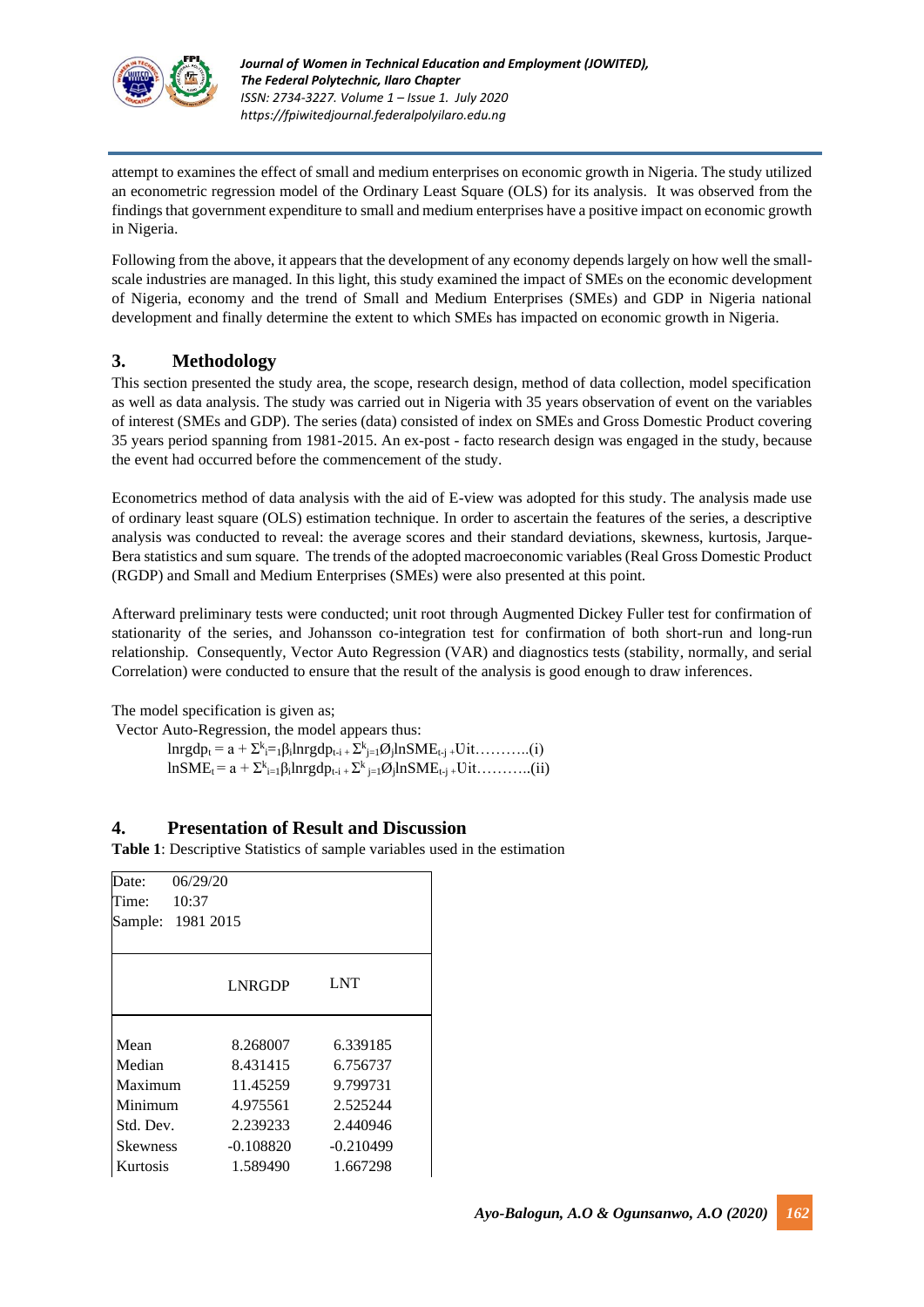attempt to examines the effect of small and medium enterprises on economic growth in Nigeria. The study utilized an econometric regression model of the Ordinary Least Square (OLS) for its analysis. It was observed from the findings that government expenditure to small and medium enterprises have a positive impact on economic growth in Nigeria.

Following from the above, it appears that the development of any economy depends largely on how well the small-scale industries are managed. In this light, this study examined the impact of SMEs on the economic development of Nigeria, economy and the trend of Small and Medium Enterprises (SMEs) and GDP in Nigeria national development and finally determine the extent to which SMEs has impacted on economic growth in Nigeria.

## 3. Methodology

This section presented the study area, the scope, research design, method of data collection, model specification as well as data analysis. The study was carried out in Nigeria with 35 years observation of event on the variables of interest (SMEs and GDP). The series (data) consisted of index on SMEs and Gross Domestic Product covering 35 years period spanning from 1981-2015. An ex-post - facto research design was engaged in the study, because the event had occurred before the commencement of the study.

Econometrics method of data analysis with the aid of E-view was adopted for this study. The analysis made use of ordinary least square (OLS) estimation technique. In order to ascertain the features of the series, a descriptive analysis was conducted to reveal: the average scores and their standard deviations, skewness, kurtosis, Jarque-Bera statistics and sum square. The trends of the adopted macroeconomic variables (Real Gross Domestic Product (RGDP) and Small and Medium Enterprises (SMEs)) were also presented at this point.

Afterward preliminary tests were conducted; unit root through Augmented Dickey Fuller test for confirmation of stationarity of the series, and Johansson co-integration test for confirmation of both short-run and long-run relationship. Consequently, Vector Auto Regression (VAR) and diagnostics tests (stability, normally, and serial Correlation) were conducted to ensure that the result of the analysis is good enough to draw inferences.

The model specification is given as;

Vector Auto-Regression, the model appears thus:

$$lnrgdp_t = a + \Sigma^{k}_{i=1}\beta_i lnrgdp_{t-i} + \Sigma^{k}_{j=1}Ø_j lnSME_{t-j} + Uit \ldots\ldots\ldots\ldots(i)$$

$$lnSME_t = a + \Sigma^{k}_{i=1}\beta_i lnrgdp_{t-i} + \Sigma^{k}_{j=1}Ø_j lnSME_{t-j} + Uit \ldots\ldots\ldots\ldots(ii)$$

## 4. Presentation of Result and Discussion

**Table 1**: Descriptive Statistics of sample variables used in the estimation

Date: 06/29/20
Time: 10:37
Sample: 1981 2015

| | LNRGDP | LNT |
|---|---|---|
| Mean | 8.268007 | 6.339185 |
| Median | 8.431415 | 6.756737 |
| Maximum | 11.45259 | 9.799731 |
| Minimum | 4.975561 | 2.525244 |
| Std. Dev. | 2.239233 | 2.440946 |
| Skewness | -0.108820 | -0.210499 |
| Kurtosis | 1.589490 | 1.667298 |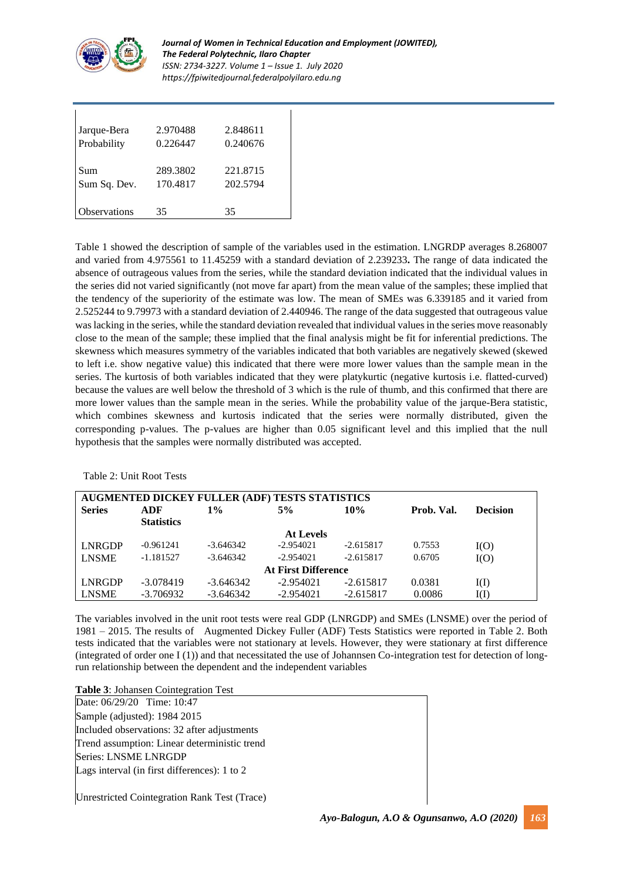| | | |
|---|---|---|
| Jarque-Bera | 2.970488 | 2.848611 |
| Probability | 0.226447 | 0.240676 |
| Sum | 289.3802 | 221.8715 |
| Sum Sq. Dev. | 170.4817 | 202.5794 |
| Observations | 35 | 35 |

Table 1 showed the description of sample of the variables used in the estimation. LNGRDP averages 8.268007 and varied from 4.975561 to 11.45259 with a standard deviation of 2.239233**.** The range of data indicated the absence of outrageous values from the series, while the standard deviation indicated that the individual values in the series did not varied significantly (not move far apart) from the mean value of the samples; these implied that the tendency of the superiority of the estimate was low. The mean of SMEs was 6.339185 and it varied from 2.525244 to 9.79973 with a standard deviation of 2.440946. The range of the data suggested that outrageous value was lacking in the series, while the standard deviation revealed that individual values in the series move reasonably close to the mean of the sample; these implied that the final analysis might be fit for inferential predictions. The skewness which measures symmetry of the variables indicated that both variables are negatively skewed (skewed to left i.e. show negative value) this indicated that there were more lower values than the sample mean in the series. The kurtosis of both variables indicated that they were platykurtic (negative kurtosis i.e. flatted-curved) because the values are well below the threshold of 3 which is the rule of thumb, and this confirmed that there are more lower values than the sample mean in the series. While the probability value of the jarque-Bera statistic, which combines skewness and kurtosis indicated that the series were normally distributed, given the corresponding p-values. The p-values are higher than 0.05 significant level and this implied that the null hypothesis that the samples were normally distributed was accepted.

Table 2: Unit Root Tests

| **AUGMENTED DICKEY FULLER (ADF) TESTS STATISTICS** | | | | | | |
|---|---|---|---|---|---|---|
| **Series** | **ADF Statistics** | **1%** | **5%** | **10%** | **Prob. Val.** | **Decision** |
| | | | **At Levels** | | | |
| LNRGDP | -0.961241 | -3.646342 | -2.954021 | -2.615817 | 0.7553 | I(O) |
| LNSME | -1.181527 | -3.646342 | -2.954021 | -2.615817 | 0.6705 | I(O) |
| | | | **At First Difference** | | | |
| LNRGDP | -3.078419 | -3.646342 | -2.954021 | -2.615817 | 0.0381 | I(I) |
| LNSME | -3.706932 | -3.646342 | -2.954021 | -2.615817 | 0.0086 | I(I) |

The variables involved in the unit root tests were real GDP (LNRGDP) and SMEs (LNSME) over the period of 1981 – 2015. The results of Augmented Dickey Fuller (ADF) Tests Statistics were reported in Table 2. Both tests indicated that the variables were not stationary at levels. However, they were stationary at first difference (integrated of order one I (1)) and that necessitated the use of Johannsen Co-integration test for detection of long-run relationship between the dependent and the independent variables

**Table 3**: Johansen Cointegration Test

Date: 06/29/20 Time: 10:47
Sample (adjusted): 1984 2015
Included observations: 32 after adjustments
Trend assumption: Linear deterministic trend
Series: LNSME LNRGDP
Lags interval (in first differences): 1 to 2

Unrestricted Cointegration Rank Test (Trace)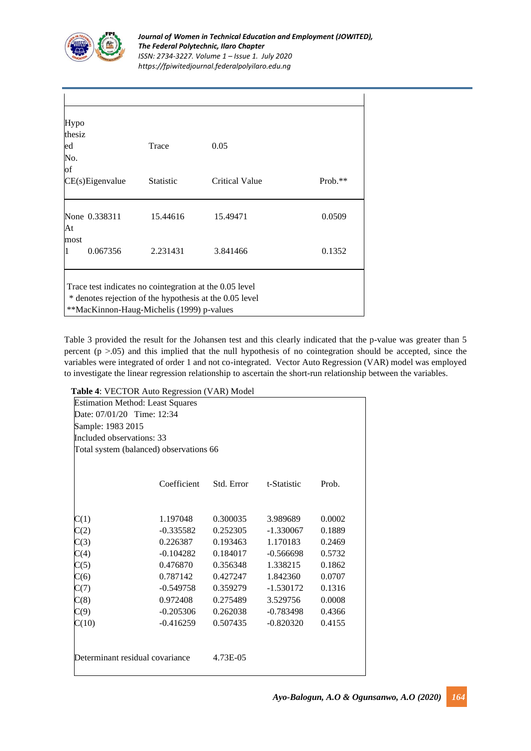| Hypothesized No. of CE(s) | Eigenvalue | Trace Statistic | 0.05 Critical Value | Prob.** |
|---|---|---|---|---|
| None | 0.338311 | 15.44616 | 15.49471 | 0.0509 |
| At most 1 | 0.067356 | 2.231431 | 3.841466 | 0.1352 |

Trace test indicates no cointegration at the 0.05 level
 * denotes rejection of the hypothesis at the 0.05 level
**MacKinnon-Haug-Michelis (1999) p-values

Table 3 provided the result for the Johansen test and this clearly indicated that the p-value was greater than 5 percent ($p > .05$) and this implied that the null hypothesis of no cointegration should be accepted, since the variables were integrated of order 1 and not co-integrated. Vector Auto Regression (VAR) model was employed to investigate the linear regression relationship to ascertain the short-run relationship between the variables.

**Table 4**: VECTOR Auto Regression (VAR) Model

Estimation Method: Least Squares
Date: 07/01/20 Time: 12:34
Sample: 1983 2015
Included observations: 33
Total system (balanced) observations 66

| | Coefficient | Std. Error | t-Statistic | Prob. |
|---|---|---|---|---|
| C(1) | 1.197048 | 0.300035 | 3.989689 | 0.0002 |
| C(2) | -0.335582 | 0.252305 | -1.330067 | 0.1889 |
| C(3) | 0.226387 | 0.193463 | 1.170183 | 0.2469 |
| C(4) | -0.104282 | 0.184017 | -0.566698 | 0.5732 |
| C(5) | 0.476870 | 0.356348 | 1.338215 | 0.1862 |
| C(6) | 0.787142 | 0.427247 | 1.842360 | 0.0707 |
| C(7) | -0.549758 | 0.359279 | -1.530172 | 0.1316 |
| C(8) | 0.972408 | 0.275489 | 3.529756 | 0.0008 |
| C(9) | -0.205306 | 0.262038 | -0.783498 | 0.4366 |
| C(10) | -0.416259 | 0.507435 | -0.820320 | 0.4155 |

Determinant residual covariance 4.73E-05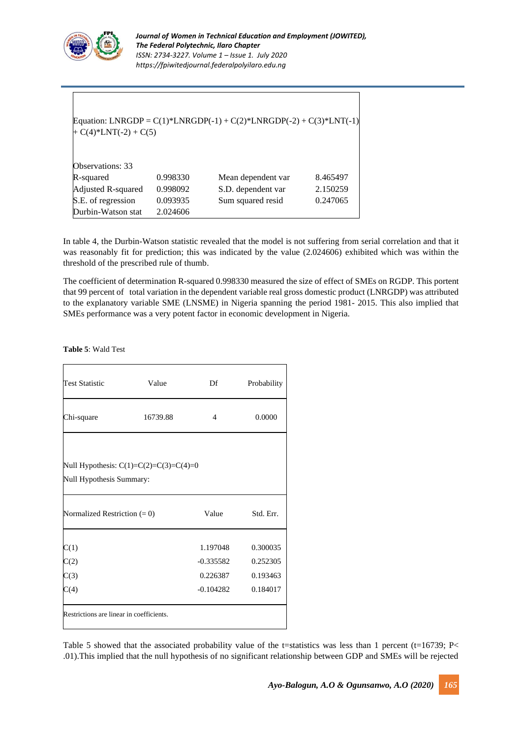Equation: LNRGDP = C(1)*LNRGDP(-1) + C(2)*LNRGDP(-2) + C(3)*LNT(-1) + C(4)*LNT(-2) + C(5)

| Observations: 33 | | | |
|---|---|---|---|
| R-squared | 0.998330 | Mean dependent var | 8.465497 |
| Adjusted R-squared | 0.998092 | S.D. dependent var | 2.150259 |
| S.E. of regression | 0.093935 | Sum squared resid | 0.247065 |
| Durbin-Watson stat | 2.024606 | | |

In table 4, the Durbin-Watson statistic revealed that the model is not suffering from serial correlation and that it was reasonably fit for prediction; this was indicated by the value (2.024606) exhibited which was within the threshold of the prescribed rule of thumb.

The coefficient of determination R-squared 0.998330 measured the size of effect of SMEs on RGDP. This portent that 99 percent of total variation in the dependent variable real gross domestic product (LNRGDP) was attributed to the explanatory variable SME (LNSME) in Nigeria spanning the period 1981- 2015. This also implied that SMEs performance was a very potent factor in economic development in Nigeria.

**Table 5**: Wald Test

| Test Statistic | Value | Df | Probability |
|---|---|---|---|
| Chi-square | 16739.88 | 4 | 0.0000 |

Null Hypothesis: C(1)=C(2)=C(3)=C(4)=0

Null Hypothesis Summary:

| Normalized Restriction (= 0) | Value | Std. Err. |
|---|---|---|
| C(1) | 1.197048 | 0.300035 |
| C(2) | -0.335582 | 0.252305 |
| C(3) | 0.226387 | 0.193463 |
| C(4) | -0.104282 | 0.184017 |

Restrictions are linear in coefficients.

Table 5 showed that the associated probability value of the t=statistics was less than 1 percent (t=16739; P< .01).This implied that the null hypothesis of no significant relationship between GDP and SMEs will be rejected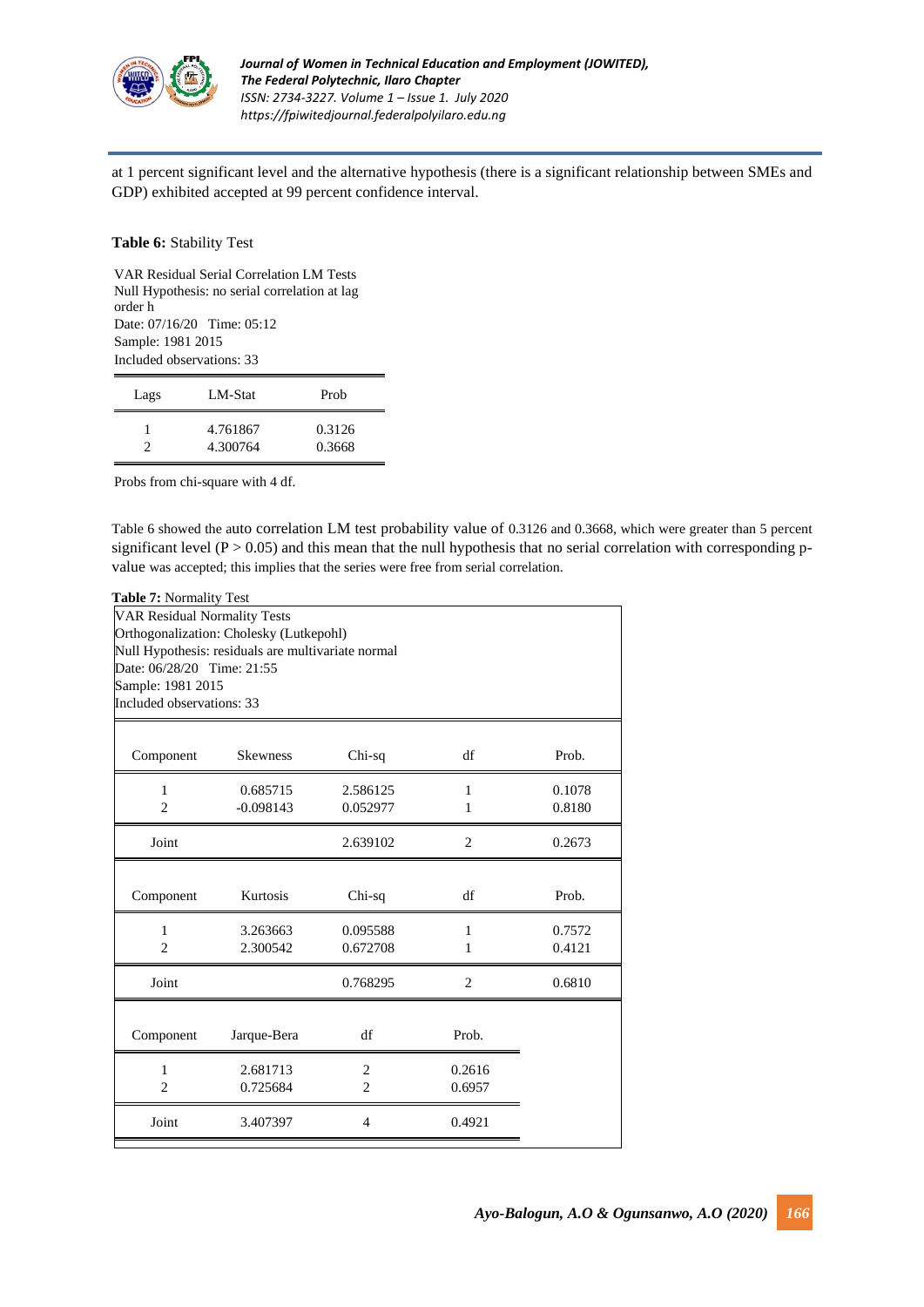at 1 percent significant level and the alternative hypothesis (there is a significant relationship between SMEs and GDP) exhibited accepted at 99 percent confidence interval.

**Table 6:** Stability Test

VAR Residual Serial Correlation LM Tests
Null Hypothesis: no serial correlation at lag order h
Date: 07/16/20 Time: 05:12
Sample: 1981 2015
Included observations: 33

| Lags | LM-Stat | Prob |
|---|---|---|
| 1 | 4.761867 | 0.3126 |
| 2 | 4.300764 | 0.3668 |

Probs from chi-square with 4 df.

Table 6 showed the auto correlation LM test probability value of 0.3126 and 0.3668, which were greater than 5 percent significant level ($P > 0.05$) and this mean that the null hypothesis that no serial correlation with corresponding p-value was accepted; this implies that the series were free from serial correlation.

**Table 7:** Normality Test

VAR Residual Normality Tests
Orthogonalization: Cholesky (Lutkepohl)
Null Hypothesis: residuals are multivariate normal
Date: 06/28/20 Time: 21:55
Sample: 1981 2015
Included observations: 33

| Component | Skewness | Chi-sq | df | Prob. |
|---|---|---|---|---|
| 1 | 0.685715 | 2.586125 | 1 | 0.1078 |
| 2 | -0.098143 | 0.052977 | 1 | 0.8180 |
| Joint | | 2.639102 | 2 | 0.2673 |

| Component | Kurtosis | Chi-sq | df | Prob. |
|---|---|---|---|---|
| 1 | 3.263663 | 0.095588 | 1 | 0.7572 |
| 2 | 2.300542 | 0.672708 | 1 | 0.4121 |
| Joint | | 0.768295 | 2 | 0.6810 |

| Component | Jarque-Bera | df | Prob. |
|---|---|---|---|
| 1 | 2.681713 | 2 | 0.2616 |
| 2 | 0.725684 | 2 | 0.6957 |
| Joint | 3.407397 | 4 | 0.4921 |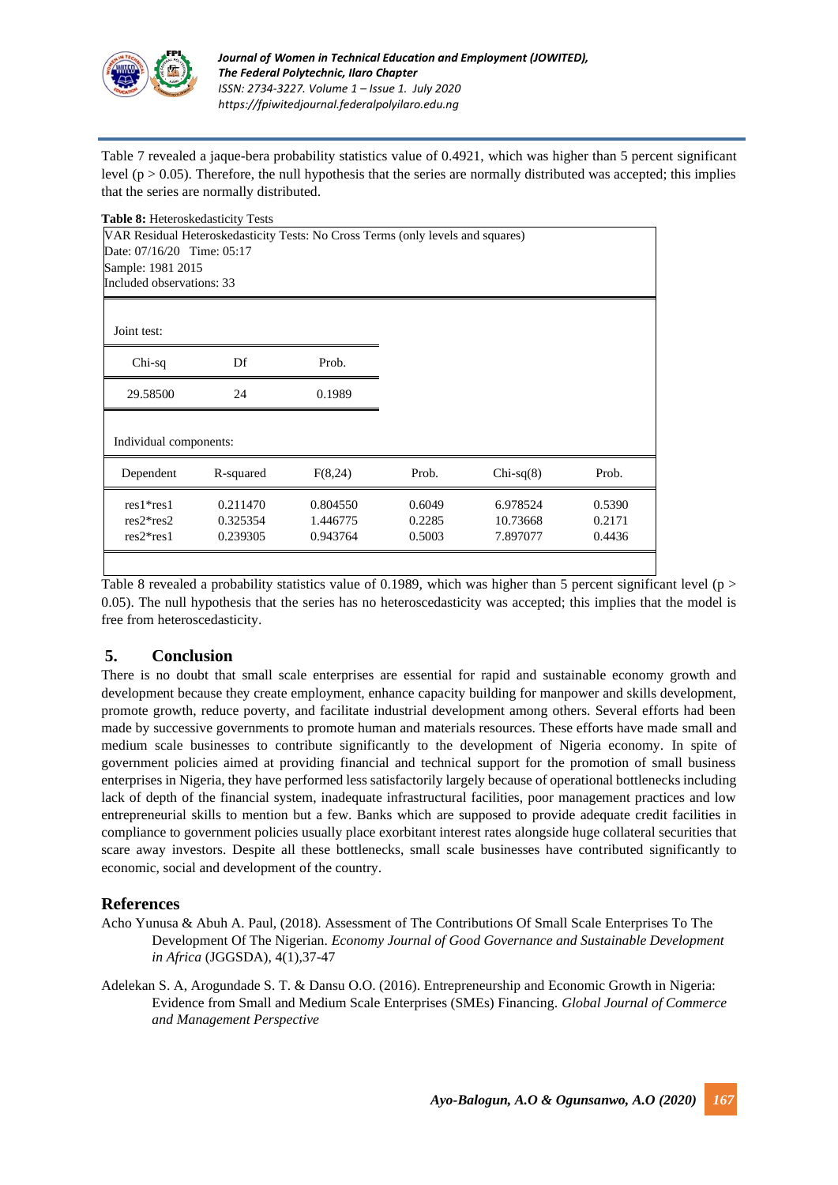Table 7 revealed a jaque-bera probability statistics value of 0.4921, which was higher than 5 percent significant level ($p > 0.05$). Therefore, the null hypothesis that the series are normally distributed was accepted; this implies that the series are normally distributed.

**Table 8:** Heteroskedasticity Tests

VAR Residual Heteroskedasticity Tests: No Cross Terms (only levels and squares)
Date: 07/16/20 Time: 05:17
Sample: 1981 2015
Included observations: 33

Joint test:

| Chi-sq | Df | Prob. |
|---|---|---|
| 29.58500 | 24 | 0.1989 |

Individual components:

| Dependent | R-squared | F(8,24) | Prob. | Chi-sq(8) | Prob. |
|---|---|---|---|---|---|
| res1*res1 | 0.211470 | 0.804550 | 0.6049 | 6.978524 | 0.5390 |
| res2*res2 | 0.325354 | 1.446775 | 0.2285 | 10.73668 | 0.2171 |
| res2*res1 | 0.239305 | 0.943764 | 0.5003 | 7.897077 | 0.4436 |

Table 8 revealed a probability statistics value of 0.1989, which was higher than 5 percent significant level ($p > 0.05$). The null hypothesis that the series has no heteroscedasticity was accepted; this implies that the model is free from heteroscedasticity.

## 5. Conclusion

There is no doubt that small scale enterprises are essential for rapid and sustainable economy growth and development because they create employment, enhance capacity building for manpower and skills development, promote growth, reduce poverty, and facilitate industrial development among others. Several efforts had been made by successive governments to promote human and materials resources. These efforts have made small and medium scale businesses to contribute significantly to the development of Nigeria economy. In spite of government policies aimed at providing financial and technical support for the promotion of small business enterprises in Nigeria, they have performed less satisfactorily largely because of operational bottlenecks including lack of depth of the financial system, inadequate infrastructural facilities, poor management practices and low entrepreneurial skills to mention but a few. Banks which are supposed to provide adequate credit facilities in compliance to government policies usually place exorbitant interest rates alongside huge collateral securities that scare away investors. Despite all these bottlenecks, small scale businesses have contributed significantly to economic, social and development of the country.

## References

Acho Yunusa & Abuh A. Paul, (2018). Assessment of The Contributions Of Small Scale Enterprises To The Development Of The Nigerian. *Economy Journal of Good Governance and Sustainable Development in Africa* (JGGSDA), 4(1),37-47

Adelekan S. A, Arogundade S. T. & Dansu O.O. (2016). Entrepreneurship and Economic Growth in Nigeria: Evidence from Small and Medium Scale Enterprises (SMEs) Financing. *Global Journal of Commerce and Management Perspective*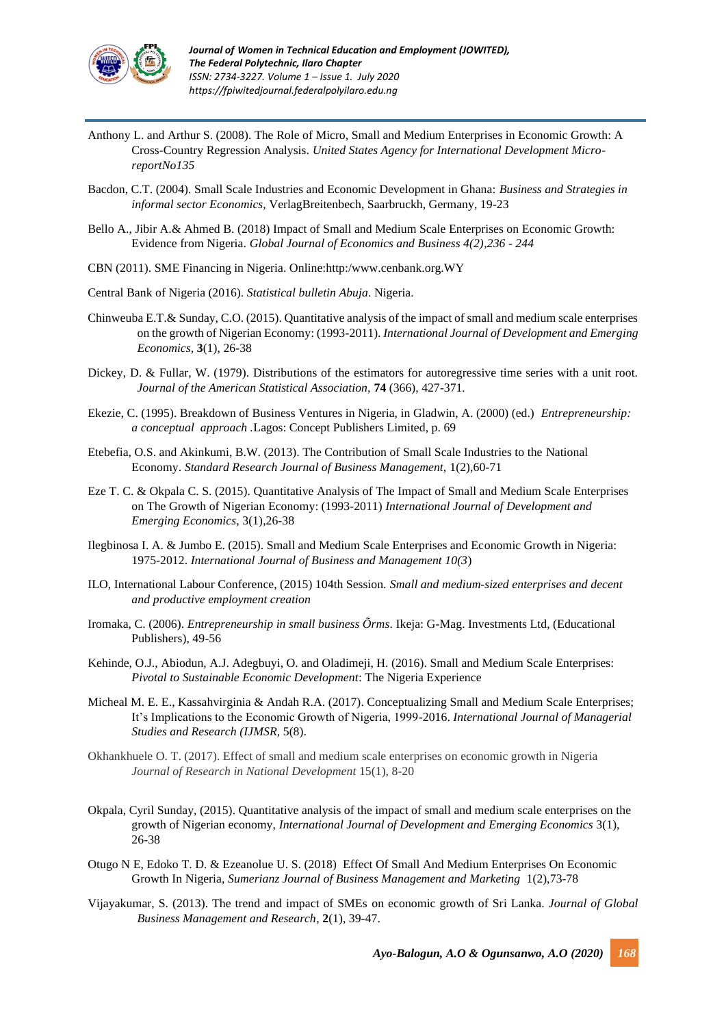Anthony L. and Arthur S. (2008). The Role of Micro, Small and Medium Enterprises in Economic Growth: A Cross-Country Regression Analysis. *United States Agency for International Development Micro-reportNo135*

Bacdon, C.T. (2004). Small Scale Industries and Economic Development in Ghana: *Business and Strategies in informal sector Economics,* VerlagBreitenbech, Saarbruckh, Germany, 19-23

Bello A., Jibir A.& Ahmed B. (2018) Impact of Small and Medium Scale Enterprises on Economic Growth: Evidence from Nigeria. *Global Journal of Economics and Business 4(2),236 - 244*

CBN (2011). SME Financing in Nigeria. Online:http:/www.cenbank.org.WY

Central Bank of Nigeria (2016). *Statistical bulletin Abuja*. Nigeria.

Chinweuba E.T.& Sunday, C.O. (2015). Quantitative analysis of the impact of small and medium scale enterprises on the growth of Nigerian Economy: (1993-2011). *International Journal of Development and Emerging Economics*, **3**(1), 26-38

Dickey, D. & Fullar, W. (1979). Distributions of the estimators for autoregressive time series with a unit root. *Journal of the American Statistical Association,* **74** (366), 427-371.

Ekezie, C. (1995). Breakdown of Business Ventures in Nigeria, in Gladwin, A. (2000) (ed.) *Entrepreneurship: a conceptual approach* .Lagos: Concept Publishers Limited, p. 69

Etebefia, O.S. and Akinkumi, B.W. (2013). The Contribution of Small Scale Industries to the National Economy. *Standard Research Journal of Business Management,* 1(2),60-71

Eze T. C. & Okpala C. S. (2015). Quantitative Analysis of The Impact of Small and Medium Scale Enterprises on The Growth of Nigerian Economy: (1993-2011) *International Journal of Development and Emerging Economics*, 3(1),26-38

Ilegbinosa I. A. & Jumbo E. (2015). Small and Medium Scale Enterprises and Economic Growth in Nigeria: 1975-2012. *International Journal of Business and Management 10(3*)

ILO, International Labour Conference, (2015) 104th Session. *Small and medium-sized enterprises and decent and productive employment creation*

Iromaka, C. (2006). *Entrepreneurship in small business Õrms*. Ikeja: G-Mag. Investments Ltd, (Educational Publishers), 49-56

Kehinde, O.J., Abiodun, A.J. Adegbuyi, O. and Oladimeji, H. (2016). Small and Medium Scale Enterprises: *Pivotal to Sustainable Economic Development*: The Nigeria Experience

Micheal M. E. E., Kassahvirginia & Andah R.A. (2017). Conceptualizing Small and Medium Scale Enterprises; It's Implications to the Economic Growth of Nigeria, 1999-2016. *International Journal of Managerial Studies and Research (IJMSR,* 5(8).

Okhankhuele O. T. (2017). Effect of small and medium scale enterprises on economic growth in Nigeria *Journal of Research in National Development* 15(1), 8-20

Okpala, Cyril Sunday, (2015). Quantitative analysis of the impact of small and medium scale enterprises on the growth of Nigerian economy, *International Journal of Development and Emerging Economics* 3(1), 26-38

Otugo N E, Edoko T. D. & Ezeanolue U. S. (2018) Effect Of Small And Medium Enterprises On Economic Growth In Nigeria, *Sumerianz Journal of Business Management and Marketing* 1(2),73-78

Vijayakumar, S. (2013). The trend and impact of SMEs on economic growth of Sri Lanka. *Journal of Global Business Management and Research*, **2**(1), 39-47.